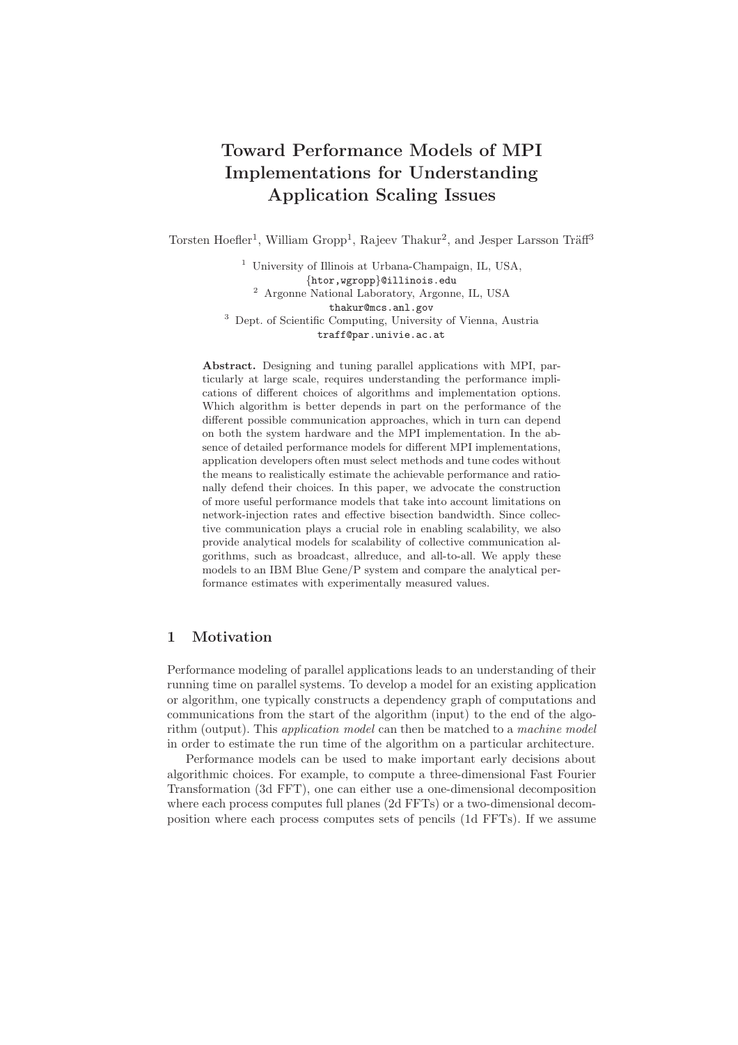# Toward Performance Models of MPI Implementations for Understanding Application Scaling Issues

Torsten Hoefler[1], William Gropp[1], Rajeev Thakur[2], and Jesper Larsson Träff[3]

[1] University of Illinois at Urbana-Champaign, IL, USA,
{htor,wgropp}@illinois.edu

[2] Argonne National Laboratory, Argonne, IL, USA
thakur@mcs.anl.gov

[3] Dept. of Scientific Computing, University of Vienna, Austria
traff@par.univie.ac.at

**Abstract.** Designing and tuning parallel applications with MPI, particularly at large scale, requires understanding the performance implications of different choices of algorithms and implementation options. Which algorithm is better depends in part on the performance of the different possible communication approaches, which in turn can depend on both the system hardware and the MPI implementation. In the absence of detailed performance models for different MPI implementations, application developers often must select methods and tune codes without the means to realistically estimate the achievable performance and rationally defend their choices. In this paper, we advocate the construction of more useful performance models that take into account limitations on network-injection rates and effective bisection bandwidth. Since collective communication plays a crucial role in enabling scalability, we also provide analytical models for scalability of collective communication algorithms, such as broadcast, allreduce, and all-to-all. We apply these models to an IBM Blue Gene/P system and compare the analytical performance estimates with experimentally measured values.

## 1 Motivation

Performance modeling of parallel applications leads to an understanding of their running time on parallel systems. To develop a model for an existing application or algorithm, one typically constructs a dependency graph of computations and communications from the start of the algorithm (input) to the end of the algorithm (output). This *application model* can then be matched to a *machine model* in order to estimate the run time of the algorithm on a particular architecture.

Performance models can be used to make important early decisions about algorithmic choices. For example, to compute a three-dimensional Fast Fourier Transformation (3d FFT), one can either use a one-dimensional decomposition where each process computes full planes (2d FFTs) or a two-dimensional decomposition where each process computes sets of pencils (1d FFTs). If we assume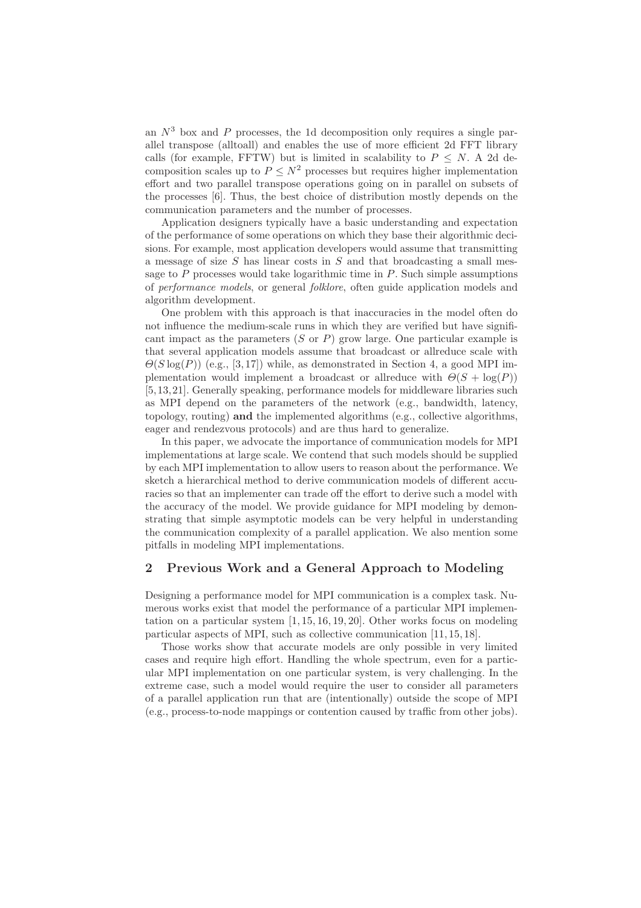an $N^3$ box and $P$ processes, the 1d decomposition only requires a single parallel transpose (alltoall) and enables the use of more efficient 2d FFT library calls (for example, FFTW) but is limited in scalability to $P \leq N$. A 2d decomposition scales up to $P \leq N^2$ processes but requires higher implementation effort and two parallel transpose operations going on in parallel on subsets of the processes [6]. Thus, the best choice of distribution mostly depends on the communication parameters and the number of processes.

Application designers typically have a basic understanding and expectation of the performance of some operations on which they base their algorithmic decisions. For example, most application developers would assume that transmitting a message of size $S$ has linear costs in $S$ and that broadcasting a small message to $P$ processes would take logarithmic time in $P$. Such simple assumptions of *performance models*, or general *folklore*, often guide application models and algorithm development.

One problem with this approach is that inaccuracies in the model often do not influence the medium-scale runs in which they are verified but have significant impact as the parameters ($S$ or $P$) grow large. One particular example is that several application models assume that broadcast or allreduce scale with $\Theta(S \log(P))$ (e.g., [3,17]) while, as demonstrated in Section 4, a good MPI implementation would implement a broadcast or allreduce with $\Theta(S + \log(P))$ [5,13,21]. Generally speaking, performance models for middleware libraries such as MPI depend on the parameters of the network (e.g., bandwidth, latency, topology, routing) **and** the implemented algorithms (e.g., collective algorithms, eager and rendezvous protocols) and are thus hard to generalize.

In this paper, we advocate the importance of communication models for MPI implementations at large scale. We contend that such models should be supplied by each MPI implementation to allow users to reason about the performance. We sketch a hierarchical method to derive communication models of different accuracies so that an implementer can trade off the effort to derive such a model with the accuracy of the model. We provide guidance for MPI modeling by demonstrating that simple asymptotic models can be very helpful in understanding the communication complexity of a parallel application. We also mention some pitfalls in modeling MPI implementations.

## 2 Previous Work and a General Approach to Modeling

Designing a performance model for MPI communication is a complex task. Numerous works exist that model the performance of a particular MPI implementation on a particular system [1,15,16,19,20]. Other works focus on modeling particular aspects of MPI, such as collective communication [11,15,18].

Those works show that accurate models are only possible in very limited cases and require high effort. Handling the whole spectrum, even for a particular MPI implementation on one particular system, is very challenging. In the extreme case, such a model would require the user to consider all parameters of a parallel application run that are (intentionally) outside the scope of MPI (e.g., process-to-node mappings or contention caused by traffic from other jobs).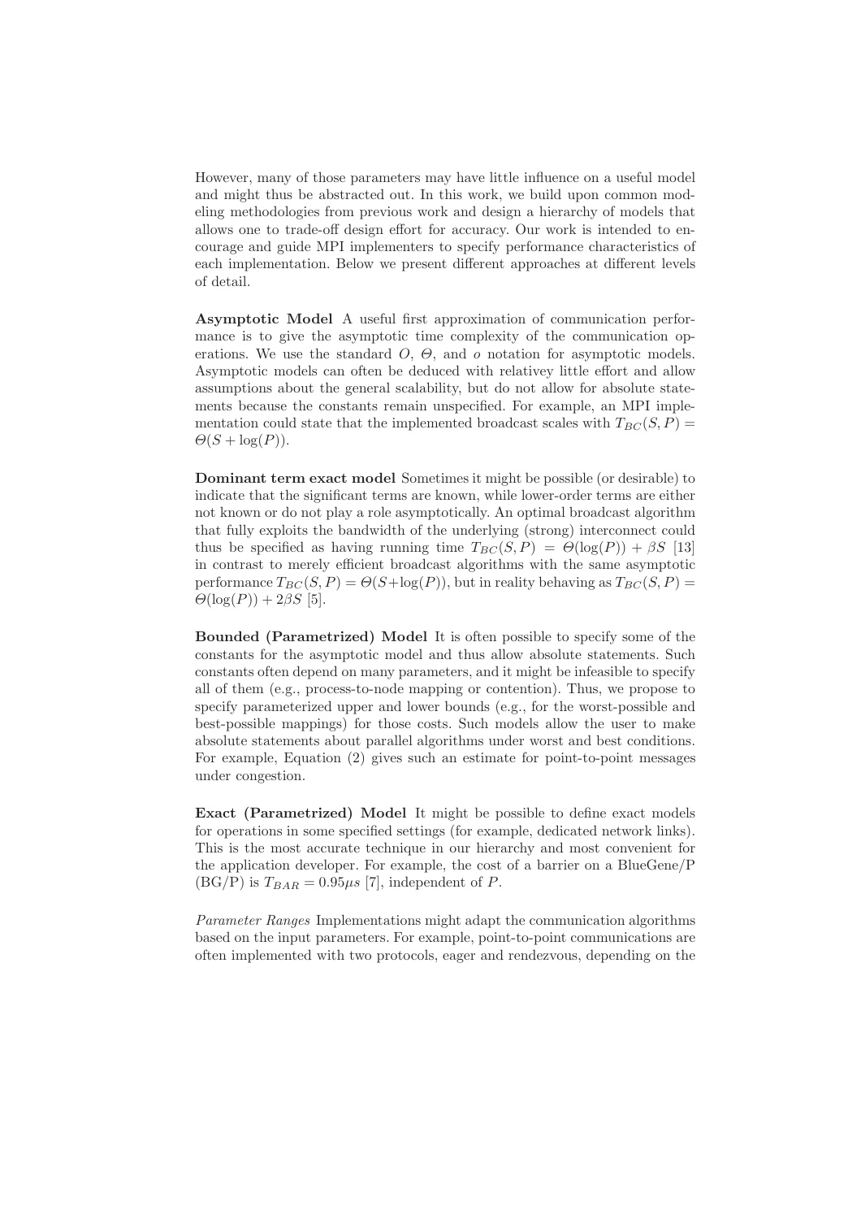However, many of those parameters may have little influence on a useful model and might thus be abstracted out. In this work, we build upon common modeling methodologies from previous work and design a hierarchy of models that allows one to trade-off design effort for accuracy. Our work is intended to encourage and guide MPI implementers to specify performance characteristics of each implementation. Below we present different approaches at different levels of detail.

**Asymptotic Model** A useful first approximation of communication performance is to give the asymptotic time complexity of the communication operations. We use the standard $O$, $\Theta$, and $o$ notation for asymptotic models. Asymptotic models can often be deduced with relativey little effort and allow assumptions about the general scalability, but do not allow for absolute statements because the constants remain unspecified. For example, an MPI implementation could state that the implemented broadcast scales with $T_{BC}(S, P) = \Theta(S + \log(P))$.

**Dominant term exact model** Sometimes it might be possible (or desirable) to indicate that the significant terms are known, while lower-order terms are either not known or do not play a role asymptotically. An optimal broadcast algorithm that fully exploits the bandwidth of the underlying (strong) interconnect could thus be specified as having running time $T_{BC}(S, P) = \Theta(\log(P)) + \beta S$ [13] in contrast to merely efficient broadcast algorithms with the same asymptotic performance $T_{BC}(S, P) = \Theta(S+\log(P))$, but in reality behaving as $T_{BC}(S, P) = \Theta(\log(P)) + 2\beta S$ [5].

**Bounded (Parametrized) Model** It is often possible to specify some of the constants for the asymptotic model and thus allow absolute statements. Such constants often depend on many parameters, and it might be infeasible to specify all of them (e.g., process-to-node mapping or contention). Thus, we propose to specify parameterized upper and lower bounds (e.g., for the worst-possible and best-possible mappings) for those costs. Such models allow the user to make absolute statements about parallel algorithms under worst and best conditions. For example, Equation (2) gives such an estimate for point-to-point messages under congestion.

**Exact (Parametrized) Model** It might be possible to define exact models for operations in some specified settings (for example, dedicated network links). This is the most accurate technique in our hierarchy and most convenient for the application developer. For example, the cost of a barrier on a BlueGene/P (BG/P) is $T_{BAR} = 0.95 \mu s$ [7], independent of $P$.

*Parameter Ranges* Implementations might adapt the communication algorithms based on the input parameters. For example, point-to-point communications are often implemented with two protocols, eager and rendezvous, depending on the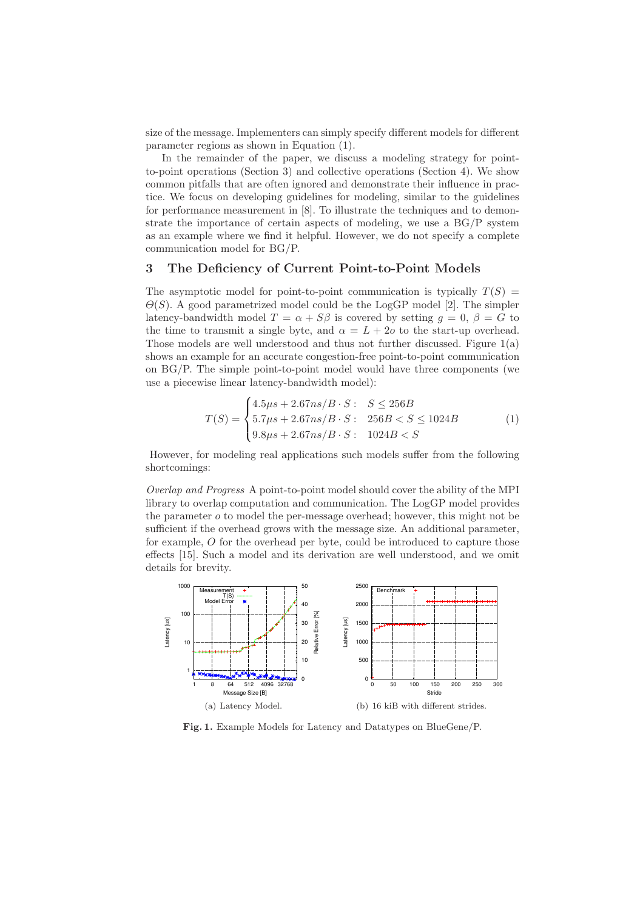size of the message. Implementers can simply specify different models for different parameter regions as shown in Equation (1).

In the remainder of the paper, we discuss a modeling strategy for point-to-point operations (Section 3) and collective operations (Section 4). We show common pitfalls that are often ignored and demonstrate their influence in practice. We focus on developing guidelines for modeling, similar to the guidelines for performance measurement in [8]. To illustrate the techniques and to demonstrate the importance of certain aspects of modeling, we use a BG/P system as an example where we find it helpful. However, we do not specify a complete communication model for BG/P.

## 3 The Deficiency of Current Point-to-Point Models

The asymptotic model for point-to-point communication is typically $T(S) = \Theta(S)$. A good parametrized model could be the LogGP model [2]. The simpler latency-bandwidth model $T = \alpha + S\beta$ is covered by setting $g = 0$, $\beta = G$ to the time to transmit a single byte, and $\alpha = L + 2o$ to the start-up overhead. Those models are well understood and thus not further discussed. Figure 1(a) shows an example for an accurate congestion-free point-to-point communication on BG/P. The simple point-to-point model would have three components (we use a piecewise linear latency-bandwidth model):

$$T(S) = \begin{cases} 4.5\mu s + 2.67ns/B \cdot S: & S \leq 256B \\ 5.7\mu s + 2.67ns/B \cdot S: & 256B < S \leq 1024B \\ 9.8\mu s + 2.67ns/B \cdot S: & 1024B < S \end{cases} \quad (1)$$

However, for modeling real applications such models suffer from the following shortcomings:

*Overlap and Progress* A point-to-point model should cover the ability of the MPI library to overlap computation and communication. The LogGP model provides the parameter $o$ to model the per-message overhead; however, this might not be sufficient if the overhead grows with the message size. An additional parameter, for example, $O$ for the overhead per byte, could be introduced to capture those effects [15]. Such a model and its derivation are well understood, and we omit details for brevity.

(a) Latency Model.

(b) 16 kiB with different strides.

**Fig. 1.** Example Models for Latency and Datatypes on BlueGene/P.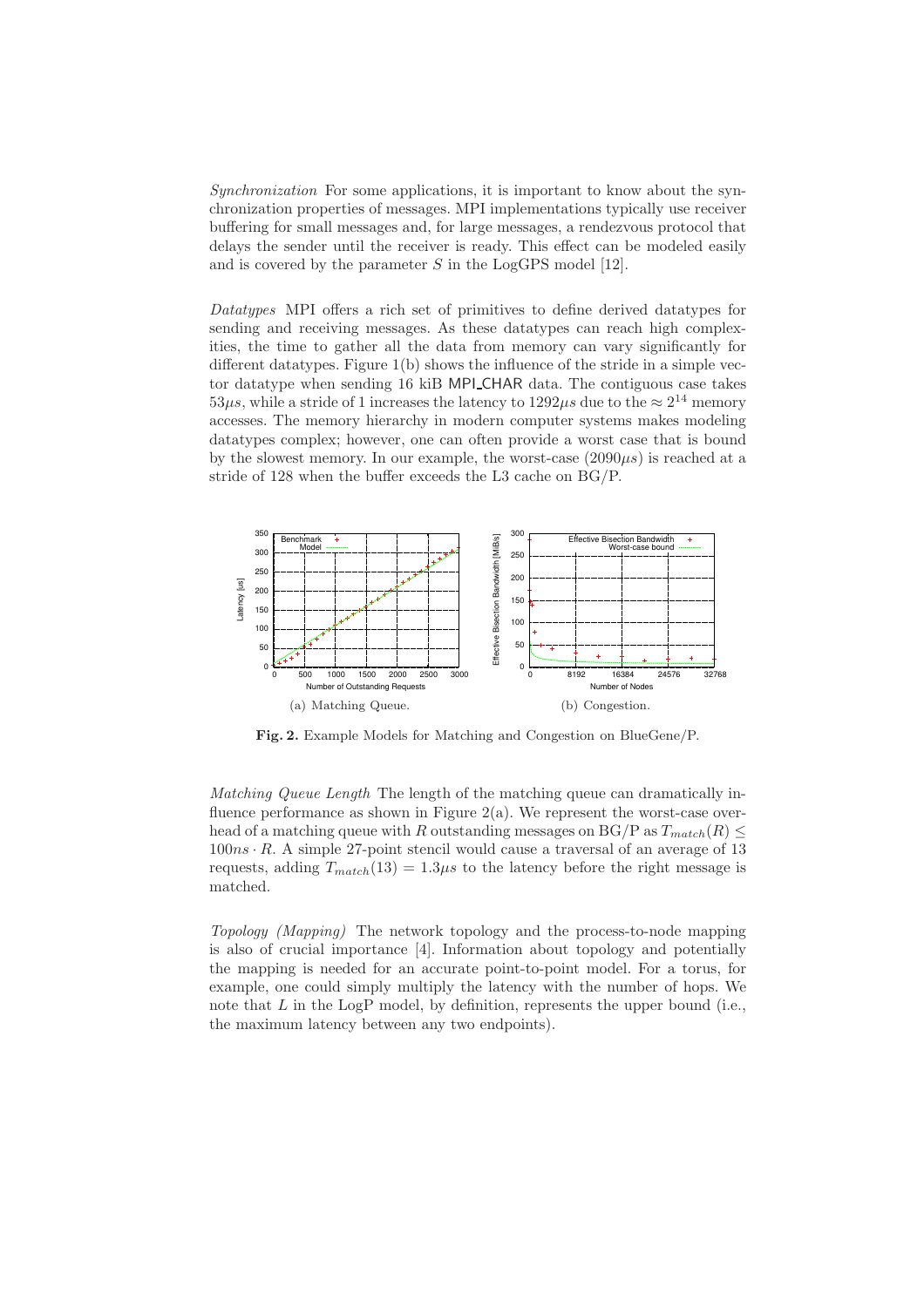*Synchronization* For some applications, it is important to know about the synchronization properties of messages. MPI implementations typically use receiver buffering for small messages and, for large messages, a rendezvous protocol that delays the sender until the receiver is ready. This effect can be modeled easily and is covered by the parameter $S$ in the LogGPS model [12].

*Datatypes* MPI offers a rich set of primitives to define derived datatypes for sending and receiving messages. As these datatypes can reach high complexities, the time to gather all the data from memory can vary significantly for different datatypes. Figure 1(b) shows the influence of the stride in a simple vector datatype when sending 16 kiB MPI_CHAR data. The contiguous case takes $53\mu s$, while a stride of 1 increases the latency to $1292\mu s$ due to the $\approx 2^{14}$ memory accesses. The memory hierarchy in modern computer systems makes modeling datatypes complex; however, one can often provide a worst case that is bound by the slowest memory. In our example, the worst-case ($2090\mu s$) is reached at a stride of 128 when the buffer exceeds the L3 cache on BG/P.

(a) Matching Queue. (b) Congestion.

**Fig. 2.** Example Models for Matching and Congestion on BlueGene/P.

*Matching Queue Length* The length of the matching queue can dramatically influence performance as shown in Figure 2(a). We represent the worst-case overhead of a matching queue with $R$ outstanding messages on BG/P as $T_{match}(R) \leq 100ns \cdot R$. A simple 27-point stencil would cause a traversal of an average of 13 requests, adding $T_{match}(13) = 1.3\mu s$ to the latency before the right message is matched.

*Topology (Mapping)* The network topology and the process-to-node mapping is also of crucial importance [4]. Information about topology and potentially the mapping is needed for an accurate point-to-point model. For a torus, for example, one could simply multiply the latency with the number of hops. We note that $L$ in the LogP model, by definition, represents the upper bound (i.e., the maximum latency between any two endpoints).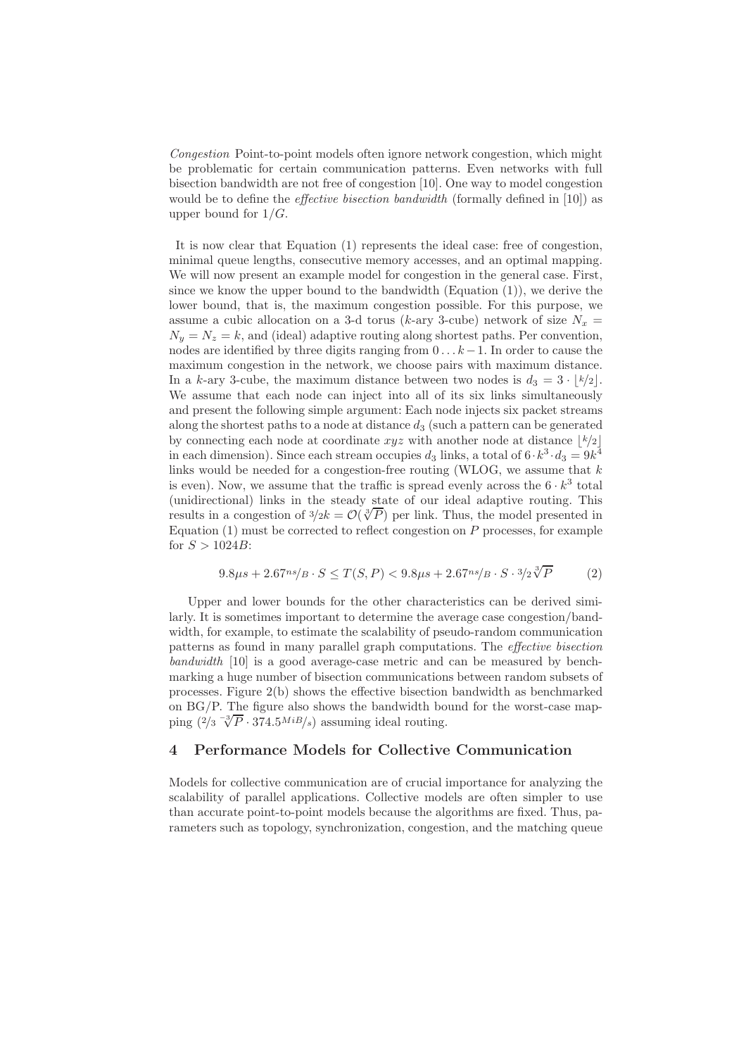*Congestion* Point-to-point models often ignore network congestion, which might be problematic for certain communication patterns. Even networks with full bisection bandwidth are not free of congestion [10]. One way to model congestion would be to define the *effective bisection bandwidth* (formally defined in [10]) as upper bound for $1/G$.

It is now clear that Equation (1) represents the ideal case: free of congestion, minimal queue lengths, consecutive memory accesses, and an optimal mapping. We will now present an example model for congestion in the general case. First, since we know the upper bound to the bandwidth (Equation (1)), we derive the lower bound, that is, the maximum congestion possible. For this purpose, we assume a cubic allocation on a 3-d torus ($k$-ary 3-cube) network of size $N_x = N_y = N_z = k$, and (ideal) adaptive routing along shortest paths. Per convention, nodes are identified by three digits ranging from $0 \ldots k-1$. In order to cause the maximum congestion in the network, we choose pairs with maximum distance. In a $k$-ary 3-cube, the maximum distance between two nodes is $d_3 = 3 \cdot \lfloor k/2 \rfloor$. We assume that each node can inject into all of its six links simultaneously and present the following simple argument: Each node injects six packet streams along the shortest paths to a node at distance $d_3$ (such a pattern can be generated by connecting each node at coordinate $xyz$ with another node at distance $\lfloor k/2 \rfloor$ in each dimension). Since each stream occupies $d_3$ links, a total of $6 \cdot k^3 \cdot d_3 = 9k^4$ links would be needed for a congestion-free routing (WLOG, we assume that $k$ is even). Now, we assume that the traffic is spread evenly across the $6 \cdot k^3$ total (unidirectional) links in the steady state of our ideal adaptive routing. This results in a congestion of $3/2k = \mathcal{O}(\sqrt[3]{P})$ per link. Thus, the model presented in Equation (1) must be corrected to reflect congestion on $P$ processes, for example for $S > 1024B$:

$$9.8\mu s + 2.67^{ns}/_{B} \cdot S \leq T(S, P) < 9.8\mu s + 2.67^{ns}/_{B} \cdot S \cdot {}^{3}/_{2}\sqrt[3]{P} \qquad (2)$$

Upper and lower bounds for the other characteristics can be derived similarly. It is sometimes important to determine the average case congestion/bandwidth, for example, to estimate the scalability of pseudo-random communication patterns as found in many parallel graph computations. The *effective bisection bandwidth* [10] is a good average-case metric and can be measured by benchmarking a huge number of bisection communications between random subsets of processes. Figure 2(b) shows the effective bisection bandwidth as benchmarked on BG/P. The figure also shows the bandwidth bound for the worst-case mapping ($2/3\ \sqrt[3]{P}^{-1} \cdot 374.5^{MiB}/_{s}$) assuming ideal routing.

## 4 Performance Models for Collective Communication

Models for collective communication are of crucial importance for analyzing the scalability of parallel applications. Collective models are often simpler to use than accurate point-to-point models because the algorithms are fixed. Thus, parameters such as topology, synchronization, congestion, and the matching queue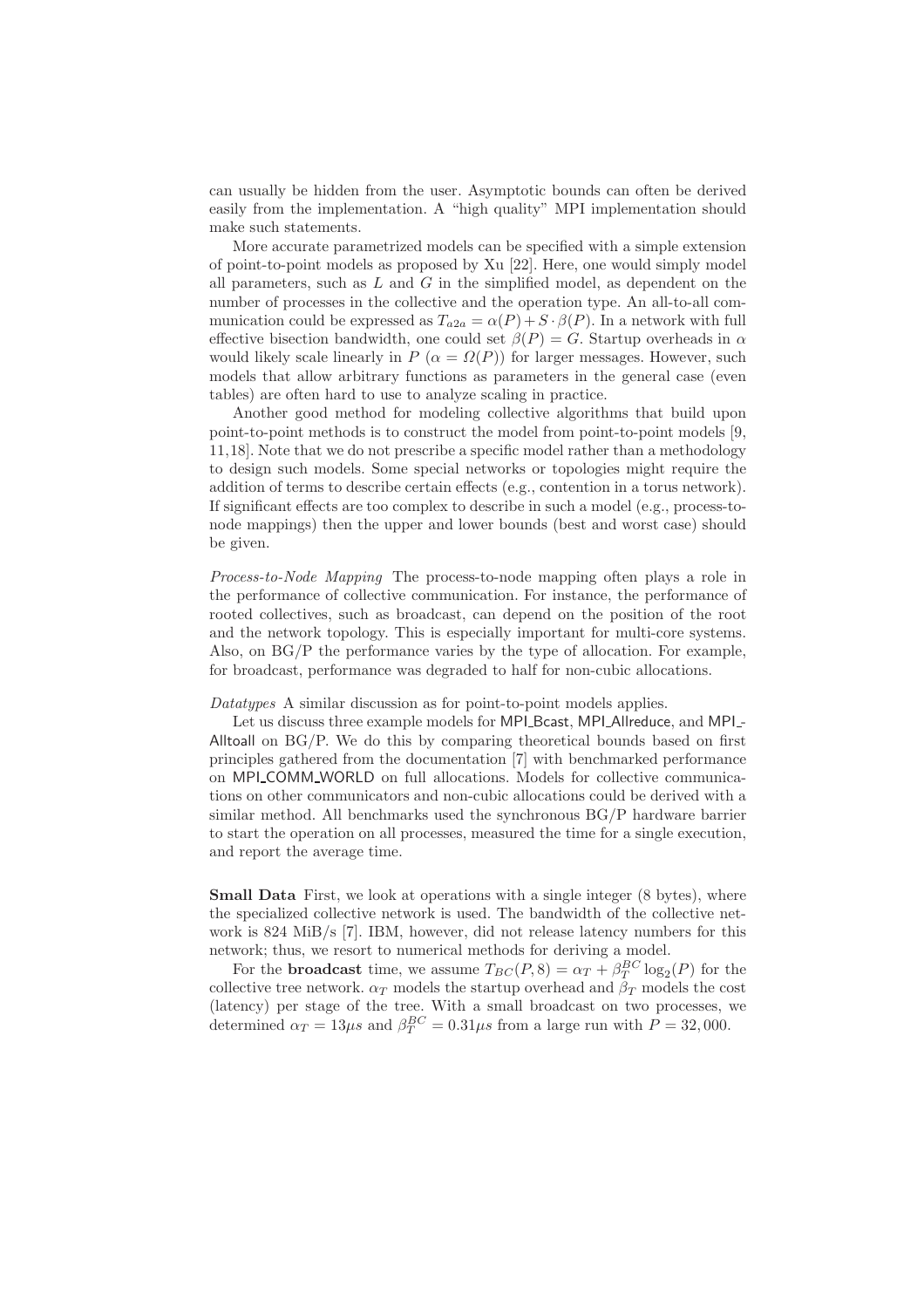can usually be hidden from the user. Asymptotic bounds can often be derived easily from the implementation. A "high quality" MPI implementation should make such statements.

More accurate parametrized models can be specified with a simple extension of point-to-point models as proposed by Xu [22]. Here, one would simply model all parameters, such as $L$ and $G$ in the simplified model, as dependent on the number of processes in the collective and the operation type. An all-to-all communication could be expressed as $T_{a2a} = \alpha(P) + S \cdot \beta(P)$. In a network with full effective bisection bandwidth, one could set $\beta(P) = G$. Startup overheads in $\alpha$ would likely scale linearly in $P$ ($\alpha = \Omega(P)$) for larger messages. However, such models that allow arbitrary functions as parameters in the general case (even tables) are often hard to use to analyze scaling in practice.

Another good method for modeling collective algorithms that build upon point-to-point methods is to construct the model from point-to-point models [9, 11, 18]. Note that we do not prescribe a specific model rather than a methodology to design such models. Some special networks or topologies might require the addition of terms to describe certain effects (e.g., contention in a torus network). If significant effects are too complex to describe in such a model (e.g., process-to-node mappings) then the upper and lower bounds (best and worst case) should be given.

*Process-to-Node Mapping* The process-to-node mapping often plays a role in the performance of collective communication. For instance, the performance of rooted collectives, such as broadcast, can depend on the position of the root and the network topology. This is especially important for multi-core systems. Also, on BG/P the performance varies by the type of allocation. For example, for broadcast, performance was degraded to half for non-cubic allocations.

*Datatypes* A similar discussion as for point-to-point models applies.

Let us discuss three example models for MPI_Bcast, MPI_Allreduce, and MPI_Alltoall on BG/P. We do this by comparing theoretical bounds based on first principles gathered from the documentation [7] with benchmarked performance on MPI_COMM_WORLD on full allocations. Models for collective communications on other communicators and non-cubic allocations could be derived with a similar method. All benchmarks used the synchronous BG/P hardware barrier to start the operation on all processes, measured the time for a single execution, and report the average time.

**Small Data** First, we look at operations with a single integer (8 bytes), where the specialized collective network is used. The bandwidth of the collective network is 824 MiB/s [7]. IBM, however, did not release latency numbers for this network; thus, we resort to numerical methods for deriving a model.

For the **broadcast** time, we assume $T_{BC}(P, 8) = \alpha_T + \beta_T^{BC} \log_2(P)$ for the collective tree network. $\alpha_T$ models the startup overhead and $\beta_T$ models the cost (latency) per stage of the tree. With a small broadcast on two processes, we determined $\alpha_T = 13\mu s$ and $\beta_T^{BC} = 0.31\mu s$ from a large run with $P = 32{,}000$.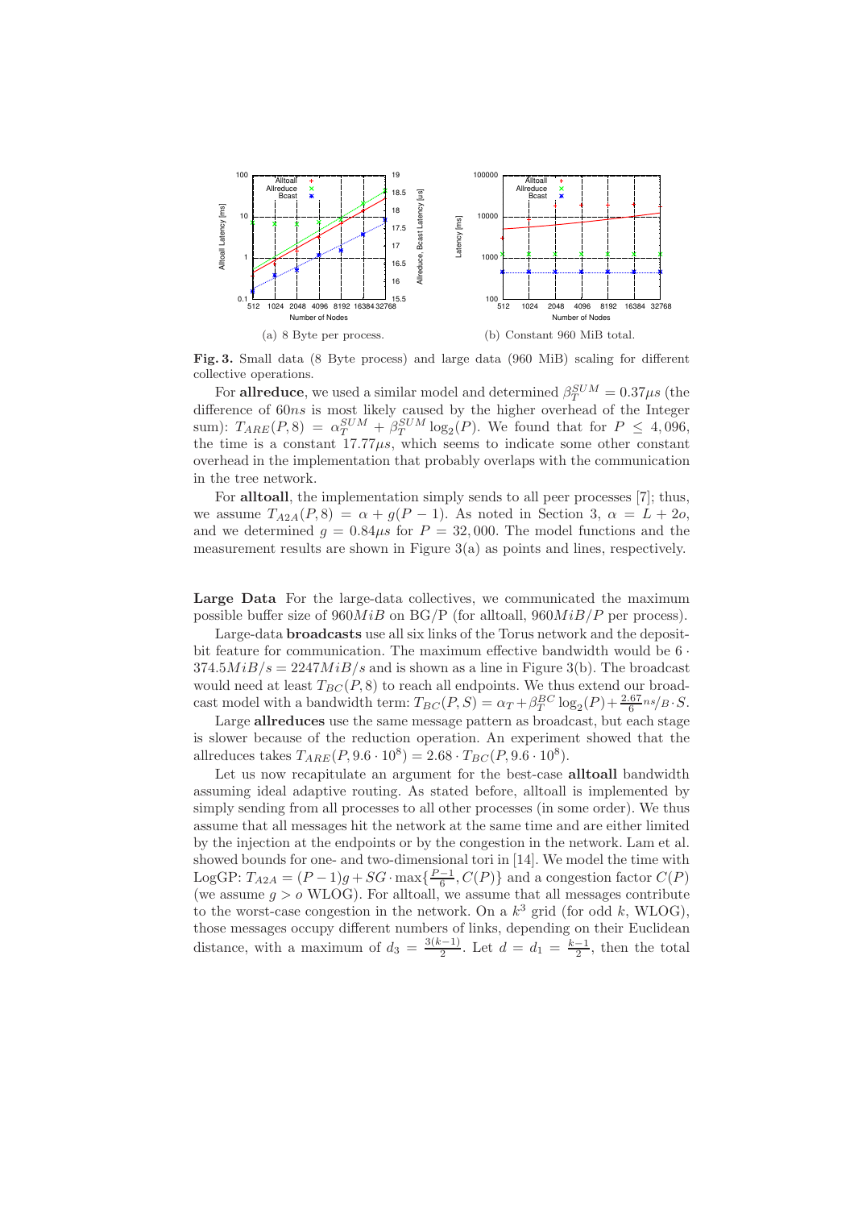(a) 8 Byte per process.

(b) Constant 960 MiB total.

**Fig. 3.** Small data (8 Byte process) and large data (960 MiB) scaling for different collective operations.

For **allreduce**, we used a similar model and determined $\beta_T^{SUM} = 0.37\mu s$ (the difference of $60ns$ is most likely caused by the higher overhead of the Integer sum): $T_{ARE}(P, 8) = \alpha_T^{SUM} + \beta_T^{SUM} \log_2(P)$. We found that for $P \leq 4,096$, the time is a constant $17.77\mu s$, which seems to indicate some other constant overhead in the implementation that probably overlaps with the communication in the tree network.

For **alltoall**, the implementation simply sends to all peer processes [7]; thus, we assume $T_{A2A}(P, 8) = \alpha + g(P - 1)$. As noted in Section 3, $\alpha = L + 2o$, and we determined $g = 0.84\mu s$ for $P = 32,000$. The model functions and the measurement results are shown in Figure 3(a) as points and lines, respectively.

**Large Data** For the large-data collectives, we communicated the maximum possible buffer size of $960MiB$ on BG/P (for alltoall, $960MiB/P$ per process).

Large-data **broadcasts** use all six links of the Torus network and the deposit-bit feature for communication. The maximum effective bandwidth would be $6 \cdot 374.5MiB/s = 2247MiB/s$ and is shown as a line in Figure 3(b). The broadcast would need at least $T_{BC}(P, 8)$ to reach all endpoints. We thus extend our broadcast model with a bandwidth term: $T_{BC}(P, S) = \alpha_T + \beta_T^{BC} \log_2(P) + \frac{2.67}{6} ns/B \cdot S$.

Large **allreduces** use the same message pattern as broadcast, but each stage is slower because of the reduction operation. An experiment showed that the allreduces takes $T_{ARE}(P, 9.6 \cdot 10^8) = 2.68 \cdot T_{BC}(P, 9.6 \cdot 10^8)$.

Let us now recapitulate an argument for the best-case **alltoall** bandwidth assuming ideal adaptive routing. As stated before, alltoall is implemented by simply sending from all processes to all other processes (in some order). We thus assume that all messages hit the network at the same time and are either limited by the injection at the endpoints or by the congestion in the network. Lam et al. showed bounds for one- and two-dimensional tori in [14]. We model the time with LogGP: $T_{A2A} = (P-1)g + SG \cdot \max\{\frac{P-1}{6}, C(P)\}$ and a congestion factor $C(P)$ (we assume $g > o$ WLOG). For alltoall, we assume that all messages contribute to the worst-case congestion in the network. On a $k^3$ grid (for odd $k$, WLOG), those messages occupy different numbers of links, depending on their Euclidean distance, with a maximum of $d_3 = \frac{3(k-1)}{2}$. Let $d = d_1 = \frac{k-1}{2}$, then the total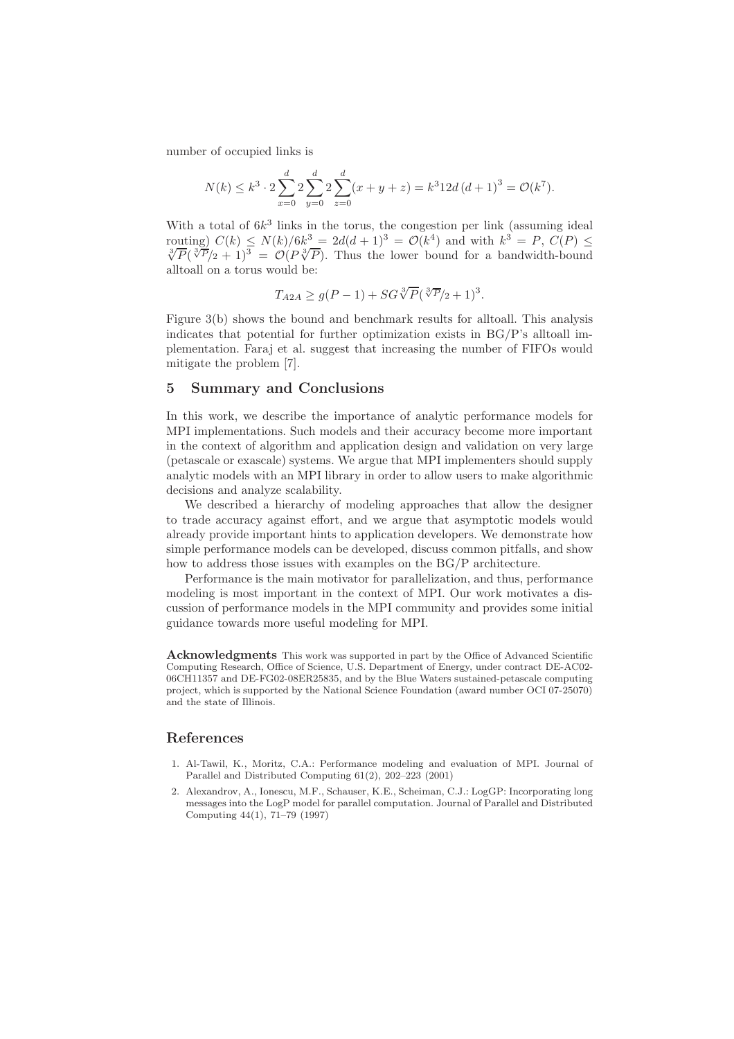number of occupied links is

$$N(k) \leq k^3 \cdot 2\sum_{x=0}^{d} 2\sum_{y=0}^{d} 2\sum_{z=0}^{d}(x+y+z) = k^3 12d\,(d+1)^3 = \mathcal{O}(k^7).$$

With a total of $6k^3$ links in the torus, the congestion per link (assuming ideal routing) $C(k) \leq N(k)/6k^3 = 2d(d+1)^3 = \mathcal{O}(k^4)$ and with $k^3 = P$, $C(P) \leq \sqrt[3]{P}(\sqrt[3]{P}/2 + 1)^3 = \mathcal{O}(P\sqrt[3]{P})$. Thus the lower bound for a bandwidth-bound alltoall on a torus would be:

$$T_{A2A} \geq g(P-1) + SG\sqrt[3]{P}(\sqrt[3]{P}/2 + 1)^3.$$

Figure 3(b) shows the bound and benchmark results for alltoall. This analysis indicates that potential for further optimization exists in BG/P's alltoall implementation. Faraj et al. suggest that increasing the number of FIFOs would mitigate the problem [7].

## 5 Summary and Conclusions

In this work, we describe the importance of analytic performance models for MPI implementations. Such models and their accuracy become more important in the context of algorithm and application design and validation on very large (petascale or exascale) systems. We argue that MPI implementers should supply analytic models with an MPI library in order to allow users to make algorithmic decisions and analyze scalability.

We described a hierarchy of modeling approaches that allow the designer to trade accuracy against effort, and we argue that asymptotic models would already provide important hints to application developers. We demonstrate how simple performance models can be developed, discuss common pitfalls, and show how to address those issues with examples on the BG/P architecture.

Performance is the main motivator for parallelization, and thus, performance modeling is most important in the context of MPI. Our work motivates a discussion of performance models in the MPI community and provides some initial guidance towards more useful modeling for MPI.

**Acknowledgments** This work was supported in part by the Office of Advanced Scientific Computing Research, Office of Science, U.S. Department of Energy, under contract DE-AC02-06CH11357 and DE-FG02-08ER25835, and by the Blue Waters sustained-petascale computing project, which is supported by the National Science Foundation (award number OCI 07-25070) and the state of Illinois.

## References

1. Al-Tawil, K., Moritz, C.A.: Performance modeling and evaluation of MPI. Journal of Parallel and Distributed Computing 61(2), 202–223 (2001)
2. Alexandrov, A., Ionescu, M.F., Schauser, K.E., Scheiman, C.J.: LogGP: Incorporating long messages into the LogP model for parallel computation. Journal of Parallel and Distributed Computing 44(1), 71–79 (1997)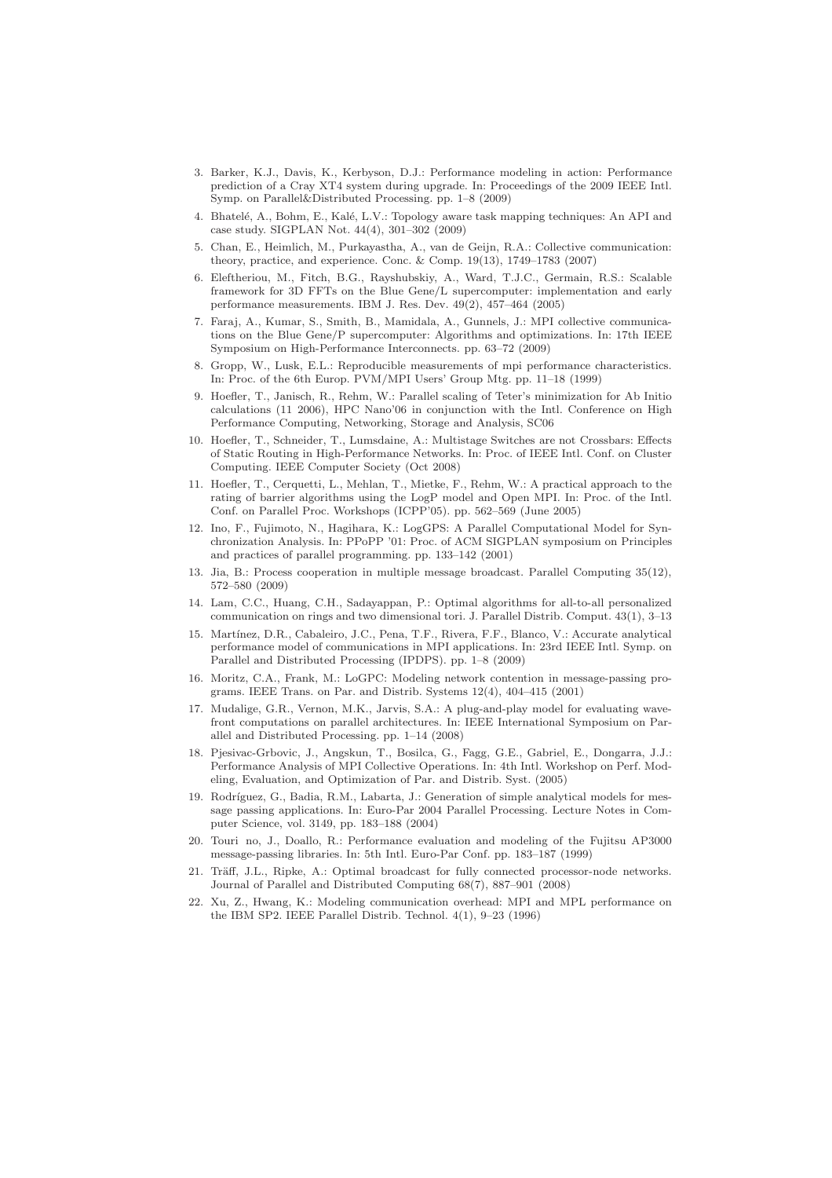3. Barker, K.J., Davis, K., Kerbyson, D.J.: Performance modeling in action: Performance prediction of a Cray XT4 system during upgrade. In: Proceedings of the 2009 IEEE Intl. Symp. on Parallel&Distributed Processing. pp. 1–8 (2009)
4. Bhatelé, A., Bohm, E., Kalé, L.V.: Topology aware task mapping techniques: An API and case study. SIGPLAN Not. 44(4), 301–302 (2009)
5. Chan, E., Heimlich, M., Purkayastha, A., van de Geijn, R.A.: Collective communication: theory, practice, and experience. Conc. & Comp. 19(13), 1749–1783 (2007)
6. Eleftheriou, M., Fitch, B.G., Rayshubskiy, A., Ward, T.J.C., Germain, R.S.: Scalable framework for 3D FFTs on the Blue Gene/L supercomputer: implementation and early performance measurements. IBM J. Res. Dev. 49(2), 457–464 (2005)
7. Faraj, A., Kumar, S., Smith, B., Mamidala, A., Gunnels, J.: MPI collective communications on the Blue Gene/P supercomputer: Algorithms and optimizations. In: 17th IEEE Symposium on High-Performance Interconnects. pp. 63–72 (2009)
8. Gropp, W., Lusk, E.L.: Reproducible measurements of mpi performance characteristics. In: Proc. of the 6th Europ. PVM/MPI Users' Group Mtg. pp. 11–18 (1999)
9. Hoefler, T., Janisch, R., Rehm, W.: Parallel scaling of Teter's minimization for Ab Initio calculations (11 2006), HPC Nano'06 in conjunction with the Intl. Conference on High Performance Computing, Networking, Storage and Analysis, SC06
10. Hoefler, T., Schneider, T., Lumsdaine, A.: Multistage Switches are not Crossbars: Effects of Static Routing in High-Performance Networks. In: Proc. of IEEE Intl. Conf. on Cluster Computing. IEEE Computer Society (Oct 2008)
11. Hoefler, T., Cerquetti, L., Mehlan, T., Mietke, F., Rehm, W.: A practical approach to the rating of barrier algorithms using the LogP model and Open MPI. In: Proc. of the Intl. Conf. on Parallel Proc. Workshops (ICPP'05). pp. 562–569 (June 2005)
12. Ino, F., Fujimoto, N., Hagihara, K.: LogGPS: A Parallel Computational Model for Synchronization Analysis. In: PPoPP '01: Proc. of ACM SIGPLAN symposium on Principles and practices of parallel programming. pp. 133–142 (2001)
13. Jia, B.: Process cooperation in multiple message broadcast. Parallel Computing 35(12), 572–580 (2009)
14. Lam, C.C., Huang, C.H., Sadayappan, P.: Optimal algorithms for all-to-all personalized communication on rings and two dimensional tori. J. Parallel Distrib. Comput. 43(1), 3–13
15. Martínez, D.R., Cabaleiro, J.C., Pena, T.F., Rivera, F.F., Blanco, V.: Accurate analytical performance model of communications in MPI applications. In: 23rd IEEE Intl. Symp. on Parallel and Distributed Processing (IPDPS). pp. 1–8 (2009)
16. Moritz, C.A., Frank, M.: LoGPC: Modeling network contention in message-passing programs. IEEE Trans. on Par. and Distrib. Systems 12(4), 404–415 (2001)
17. Mudalige, G.R., Vernon, M.K., Jarvis, S.A.: A plug-and-play model for evaluating wavefront computations on parallel architectures. In: IEEE International Symposium on Parallel and Distributed Processing. pp. 1–14 (2008)
18. Pjesivac-Grbovic, J., Angskun, T., Bosilca, G., Fagg, G.E., Gabriel, E., Dongarra, J.J.: Performance Analysis of MPI Collective Operations. In: 4th Intl. Workshop on Perf. Modeling, Evaluation, and Optimization of Par. and Distrib. Syst. (2005)
19. Rodríguez, G., Badia, R.M., Labarta, J.: Generation of simple analytical models for message passing applications. In: Euro-Par 2004 Parallel Processing. Lecture Notes in Computer Science, vol. 3149, pp. 183–188 (2004)
20. Touri no, J., Doallo, R.: Performance evaluation and modeling of the Fujitsu AP3000 message-passing libraries. In: 5th Intl. Euro-Par Conf. pp. 183–187 (1999)
21. Träff, J.L., Ripke, A.: Optimal broadcast for fully connected processor-node networks. Journal of Parallel and Distributed Computing 68(7), 887–901 (2008)
22. Xu, Z., Hwang, K.: Modeling communication overhead: MPI and MPL performance on the IBM SP2. IEEE Parallel Distrib. Technol. 4(1), 9–23 (1996)